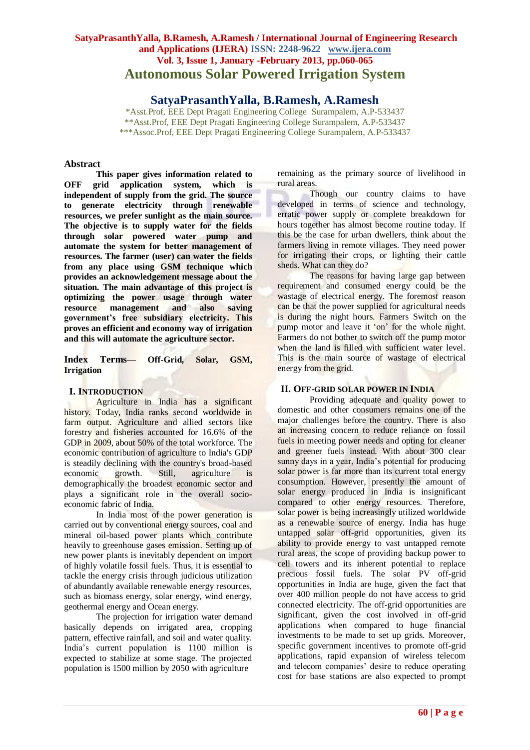# Autonomous Solar Powered Irrigation System

## SatyaPrasanthYalla, B.Ramesh, A.Ramesh

*Asst.Prof, EEE Dept Pragati Engineering College Surampalem, A.P-533437
**Asst.Prof, EEE Dept Pragati Engineering College Surampalem, A.P-533437
***Assoc.Prof, EEE Dept Pragati Engineering College Surampalem, A.P-533437

## Abstract

**This paper gives information related to OFF grid application system, which is independent of supply from the grid. The source to generate electricity through renewable resources, we prefer sunlight as the main source. The objective is to supply water for the fields through solar powered water pump and automate the system for better management of resources. The farmer (user) can water the fields from any place using GSM technique which provides an acknowledgement message about the situation. The main advantage of this project is optimizing the power usage through water resource management and also saving government's free subsidiary electricity. This proves an efficient and economy way of irrigation and this will automate the agriculture sector.**

**Index Terms— Off-Grid, Solar, GSM, Irrigation**

## I. Introduction

Agriculture in India has a significant history. Today, India ranks second worldwide in farm output. Agriculture and allied sectors like forestry and fisheries accounted for 16.6% of the GDP in 2009, about 50% of the total workforce. The economic contribution of agriculture to India's GDP is steadily declining with the country's broad-based economic growth. Still, agriculture is demographically the broadest economic sector and plays a significant role in the overall socio-economic fabric of India.

In India most of the power generation is carried out by conventional energy sources, coal and mineral oil-based power plants which contribute heavily to greenhouse gases emission. Setting up of new power plants is inevitably dependent on import of highly volatile fossil fuels. Thus, it is essential to tackle the energy crisis through judicious utilization of abundantly available renewable energy resources, such as biomass energy, solar energy, wind energy, geothermal energy and Ocean energy.

The projection for irrigation water demand basically depends on irrigated area, cropping pattern, effective rainfall, and soil and water quality. India's current population is 1100 million is expected to stabilize at some stage. The projected population is 1500 million by 2050 with agriculture remaining as the primary source of livelihood in rural areas.

Though our country claims to have developed in terms of science and technology, erratic power supply or complete breakdown for hours together has almost become routine today. If this be the case for urban dwellers, think about the farmers living in remote villages. They need power for irrigating their crops, or lighting their cattle sheds. What can they do?

The reasons for having large gap between requirement and consumed energy could be the wastage of electrical energy. The foremost reason can be that the power supplied for agricultural needs is during the night hours. Farmers Switch on the pump motor and leave it 'on' for the whole night. Farmers do not bother to switch off the pump motor when the land is filled with sufficient water level. This is the main source of wastage of electrical energy from the grid.

## II. Off-grid Solar Power in India

Providing adequate and quality power to domestic and other consumers remains one of the major challenges before the country. There is also an increasing concern to reduce reliance on fossil fuels in meeting power needs and opting for cleaner and greener fuels instead. With about 300 clear sunny days in a year, India's potential for producing solar power is far more than its current total energy consumption. However, presently the amount of solar energy produced in India is insignificant compared to other energy resources. Therefore, solar power is being increasingly utilized worldwide as a renewable source of energy. India has huge untapped solar off-grid opportunities, given its ability to provide energy to vast untapped remote rural areas, the scope of providing backup power to cell towers and its inherent potential to replace precious fossil fuels. The solar PV off-grid opportunities in India are huge, given the fact that over 400 million people do not have access to grid connected electricity. The off-grid opportunities are significant, given the cost involved in off-grid applications when compared to huge financial investments to be made to set up grids. Moreover, specific government incentives to promote off-grid applications, rapid expansion of wireless telecom and telecom companies' desire to reduce operating cost for base stations are also expected to prompt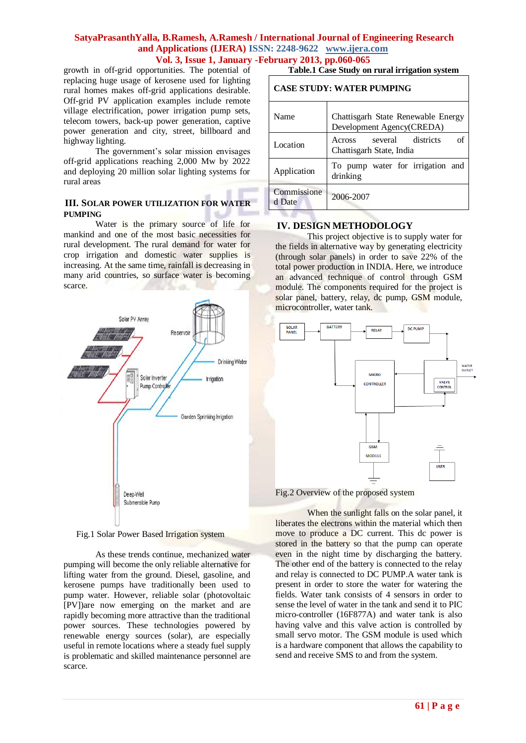growth in off-grid opportunities. The potential of replacing huge usage of kerosene used for lighting rural homes makes off-grid applications desirable. Off-grid PV application examples include remote village electrification, power irrigation pump sets, telecom towers, back-up power generation, captive power generation and city, street, billboard and highway lighting.

The government's solar mission envisages off-grid applications reaching 2,000 Mw by 2022 and deploying 20 million solar lighting systems for rural areas

## III. SOLAR POWER UTILIZATION FOR WATER PUMPING

Water is the primary source of life for mankind and one of the most basic necessities for rural development. The rural demand for water for crop irrigation and domestic water supplies is increasing. At the same time, rainfall is decreasing in many arid countries, so surface water is becoming scarce.

Fig.1 Solar Power Based Irrigation system

As these trends continue, mechanized water pumping will become the only reliable alternative for lifting water from the ground. Diesel, gasoline, and kerosene pumps have traditionally been used to pump water. However, reliable solar (photovoltaic [PV])are now emerging on the market and are rapidly becoming more attractive than the traditional power sources. These technologies powered by renewable energy sources (solar), are especially useful in remote locations where a steady fuel supply is problematic and skilled maintenance personnel are scarce.

**Table.1 Case Study on rural irrigation system**

| CASE STUDY: WATER PUMPING | |
|---|---|
| Name | Chattisgarh State Renewable Energy Development Agency(CREDA) |
| Location | Across several districts of Chattisgarh State, India |
| Application | To pump water for irrigation and drinking |
| Commissioned Date | 2006-2007 |

## IV. DESIGN METHODOLOGY

This project objective is to supply water for the fields in alternative way by generating electricity (through solar panels) in order to save 22% of the total power production in INDIA. Here, we introduce an advanced technique of control through GSM module. The components required for the project is solar panel, battery, relay, dc pump, GSM module, microcontroller, water tank.

Fig.2 Overview of the proposed system

When the sunlight falls on the solar panel, it liberates the electrons within the material which then move to produce a DC current. This dc power is stored in the battery so that the pump can operate even in the night time by discharging the battery. The other end of the battery is connected to the relay and relay is connected to DC PUMP.A water tank is present in order to store the water for watering the fields. Water tank consists of 4 sensors in order to sense the level of water in the tank and send it to PIC micro-controller (16F877A) and water tank is also having valve and this valve action is controlled by small servo motor. The GSM module is used which is a hardware component that allows the capability to send and receive SMS to and from the system.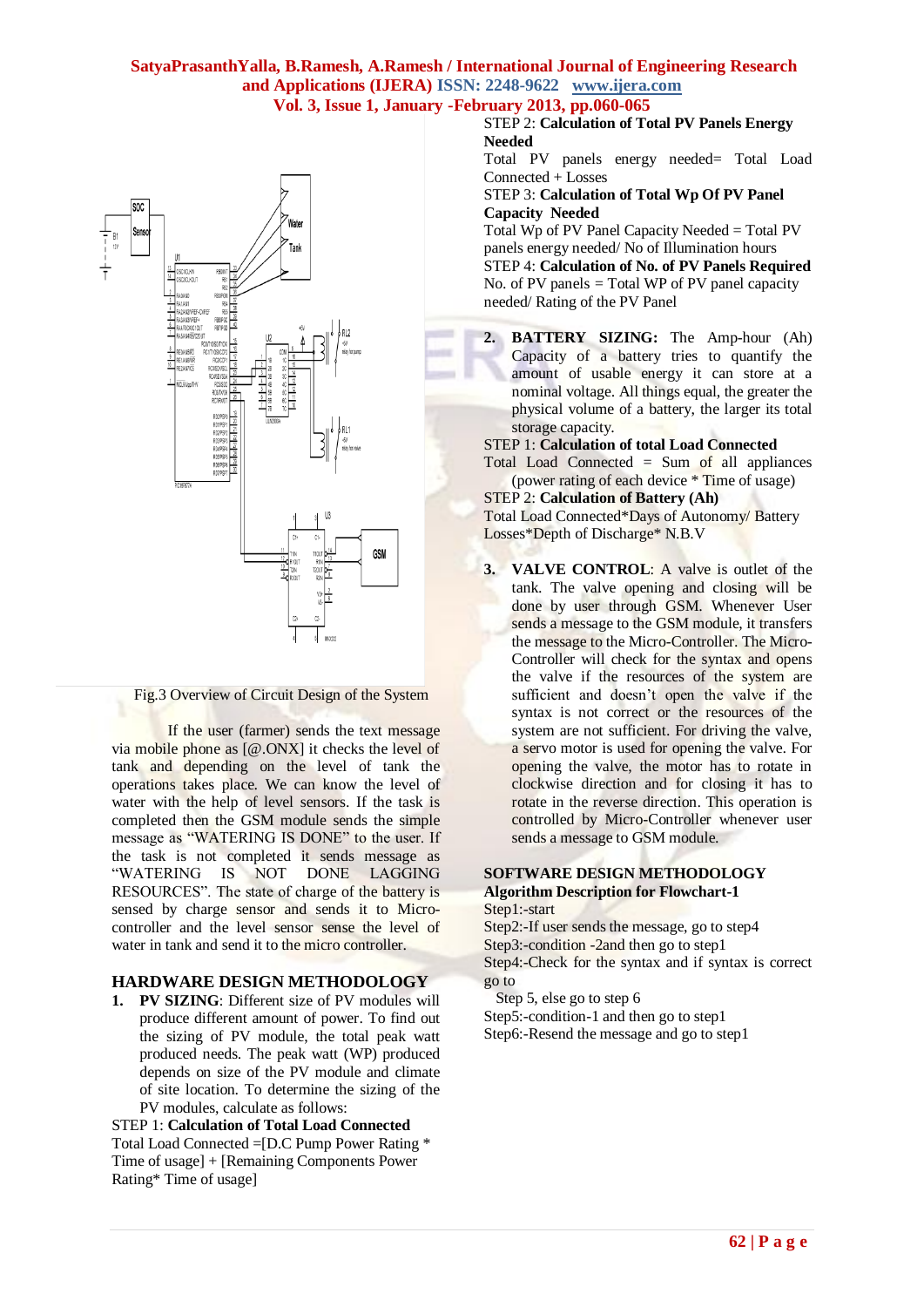Fig.3 Overview of Circuit Design of the System

If the user (farmer) sends the text message via mobile phone as [@.ONX] it checks the level of tank and depending on the level of tank the operations takes place. We can know the level of water with the help of level sensors. If the task is completed then the GSM module sends the simple message as "WATERING IS DONE" to the user. If the task is not completed it sends message as "WATERING IS NOT DONE LAGGING RESOURCES". The state of charge of the battery is sensed by charge sensor and sends it to Micro-controller and the level sensor sense the level of water in tank and send it to the micro controller.

## HARDWARE DESIGN METHODOLOGY

1. **PV SIZING**: Different size of PV modules will produce different amount of power. To find out the sizing of PV module, the total peak watt produced needs. The peak watt (WP) produced depends on size of the PV module and climate of site location. To determine the sizing of the PV modules, calculate as follows:

STEP 1: **Calculation of Total Load Connected**

Total Load Connected =[D.C Pump Power Rating * Time of usage] + [Remaining Components Power Rating* Time of usage]

STEP 2: **Calculation of Total PV Panels Energy Needed**

Total PV panels energy needed= Total Load Connected + Losses

STEP 3: **Calculation of Total Wp Of PV Panel Capacity Needed**

Total Wp of PV Panel Capacity Needed = Total PV panels energy needed/ No of Illumination hours

STEP 4: **Calculation of No. of PV Panels Required**

No. of PV panels = Total WP of PV panel capacity needed/ Rating of the PV Panel

2. **BATTERY SIZING:** The Amp-hour (Ah) Capacity of a battery tries to quantify the amount of usable energy it can store at a nominal voltage. All things equal, the greater the physical volume of a battery, the larger its total storage capacity.

STEP 1: **Calculation of total Load Connected**

Total Load Connected = Sum of all appliances (power rating of each device * Time of usage)

STEP 2: **Calculation of Battery (Ah)**

Total Load Connected*Days of Autonomy/ Battery Losses*Depth of Discharge* N.B.V

3. **VALVE CONTROL**: A valve is outlet of the tank. The valve opening and closing will be done by user through GSM. Whenever User sends a message to the GSM module, it transfers the message to the Micro-Controller. The Micro-Controller will check for the syntax and opens the valve if the resources of the system are sufficient and doesn't open the valve if the syntax is not correct or the resources of the system are not sufficient. For driving the valve, a servo motor is used for opening the valve. For opening the valve, the motor has to rotate in clockwise direction and for closing it has to rotate in the reverse direction. This operation is controlled by Micro-Controller whenever user sends a message to GSM module.

## SOFTWARE DESIGN METHODOLOGY

**Algorithm Description for Flowchart-1**

Step1:-start

Step2:-If user sends the message, go to step4

Step3:-condition -2and then go to step1

Step4:-Check for the syntax and if syntax is correct go to

Step 5, else go to step 6

Step5:-condition-1 and then go to step1

Step6:-Resend the message and go to step1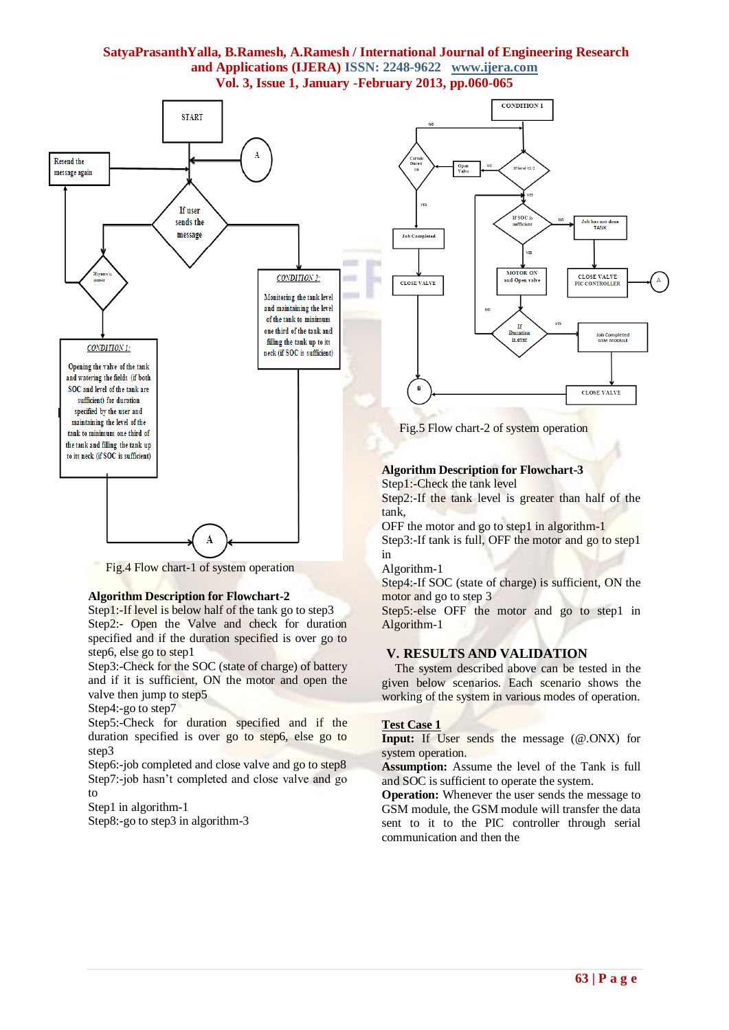Fig.4 Flow chart-1 of system operation

**Algorithm Description for Flowchart-2**

Step1:-If level is below half of the tank go to step3

Step2:- Open the Valve and check for duration specified and if the duration specified is over go to step6, else go to step1

Step3:-Check for the SOC (state of charge) of battery and if it is sufficient, ON the motor and open the valve then jump to step5

Step4:-go to step7

Step5:-Check for duration specified and if the duration specified is over go to step6, else go to step3

Step6:-job completed and close valve and go to step8

Step7:-job hasn't completed and close valve and go to Step1 in algorithm-1

Step8:-go to step3 in algorithm-3

Fig.5 Flow chart-2 of system operation

**Algorithm Description for Flowchart-3**

Step1:-Check the tank level

Step2:-If the tank level is greater than half of the tank,

OFF the motor and go to step1 in algorithm-1

Step3:-If tank is full, OFF the motor and go to step1 in Algorithm-1

Step4:-If SOC (state of charge) is sufficient, ON the motor and go to step 3

Step5:-else OFF the motor and go to step1 in Algorithm-1

## V. RESULTS AND VALIDATION

The system described above can be tested in the given below scenarios. Each scenario shows the working of the system in various modes of operation.

**Test Case 1**

**Input:** If User sends the message (@.ONX) for system operation.

**Assumption:** Assume the level of the Tank is full and SOC is sufficient to operate the system.

**Operation:** Whenever the user sends the message to GSM module, the GSM module will transfer the data sent to it to the PIC controller through serial communication and then the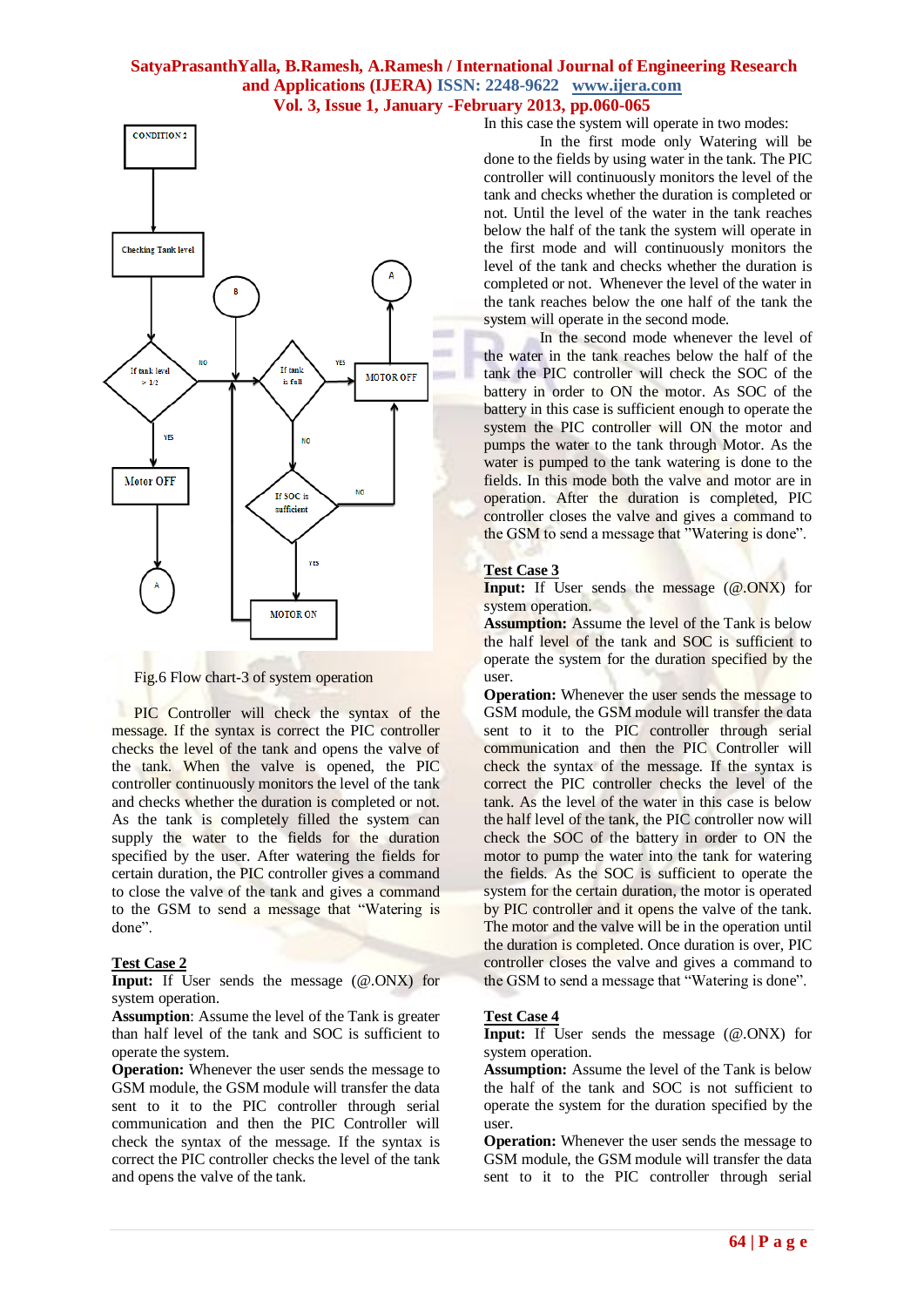Fig.6 Flow chart-3 of system operation

PIC Controller will check the syntax of the message. If the syntax is correct the PIC controller checks the level of the tank and opens the valve of the tank. When the valve is opened, the PIC controller continuously monitors the level of the tank and checks whether the duration is completed or not. As the tank is completely filled the system can supply the water to the fields for the duration specified by the user. After watering the fields for certain duration, the PIC controller gives a command to close the valve of the tank and gives a command to the GSM to send a message that "Watering is done".

**Test Case 2**

**Input:** If User sends the message (@.ONX) for system operation.

**Assumption**: Assume the level of the Tank is greater than half level of the tank and SOC is sufficient to operate the system.

**Operation:** Whenever the user sends the message to GSM module, the GSM module will transfer the data sent to it to the PIC controller through serial communication and then the PIC Controller will check the syntax of the message. If the syntax is correct the PIC controller checks the level of the tank and opens the valve of the tank.

In this case the system will operate in two modes:

In the first mode only Watering will be done to the fields by using water in the tank. The PIC controller will continuously monitors the level of the tank and checks whether the duration is completed or not. Until the level of the water in the tank reaches below the half of the tank the system will operate in the first mode and will continuously monitors the level of the tank and checks whether the duration is completed or not. Whenever the level of the water in the tank reaches below the one half of the tank the system will operate in the second mode.

In the second mode whenever the level of the water in the tank reaches below the half of the tank the PIC controller will check the SOC of the battery in order to ON the motor. As SOC of the battery in this case is sufficient enough to operate the system the PIC controller will ON the motor and pumps the water to the tank through Motor. As the water is pumped to the tank watering is done to the fields. In this mode both the valve and motor are in operation. After the duration is completed, PIC controller closes the valve and gives a command to the GSM to send a message that "Watering is done".

**Test Case 3**

**Input:** If User sends the message (@.ONX) for system operation.

**Assumption:** Assume the level of the Tank is below the half level of the tank and SOC is sufficient to operate the system for the duration specified by the user.

**Operation:** Whenever the user sends the message to GSM module, the GSM module will transfer the data sent to it to the PIC controller through serial communication and then the PIC Controller will check the syntax of the message. If the syntax is correct the PIC controller checks the level of the tank. As the level of the water in this case is below the half level of the tank, the PIC controller now will check the SOC of the battery in order to ON the motor to pump the water into the tank for watering the fields. As the SOC is sufficient to operate the system for the certain duration, the motor is operated by PIC controller and it opens the valve of the tank. The motor and the valve will be in the operation until the duration is completed. Once duration is over, PIC controller closes the valve and gives a command to the GSM to send a message that "Watering is done".

**Test Case 4**

**Input:** If User sends the message (@.ONX) for system operation.

**Assumption:** Assume the level of the Tank is below the half of the tank and SOC is not sufficient to operate the system for the duration specified by the user.

**Operation:** Whenever the user sends the message to GSM module, the GSM module will transfer the data sent to it to the PIC controller through serial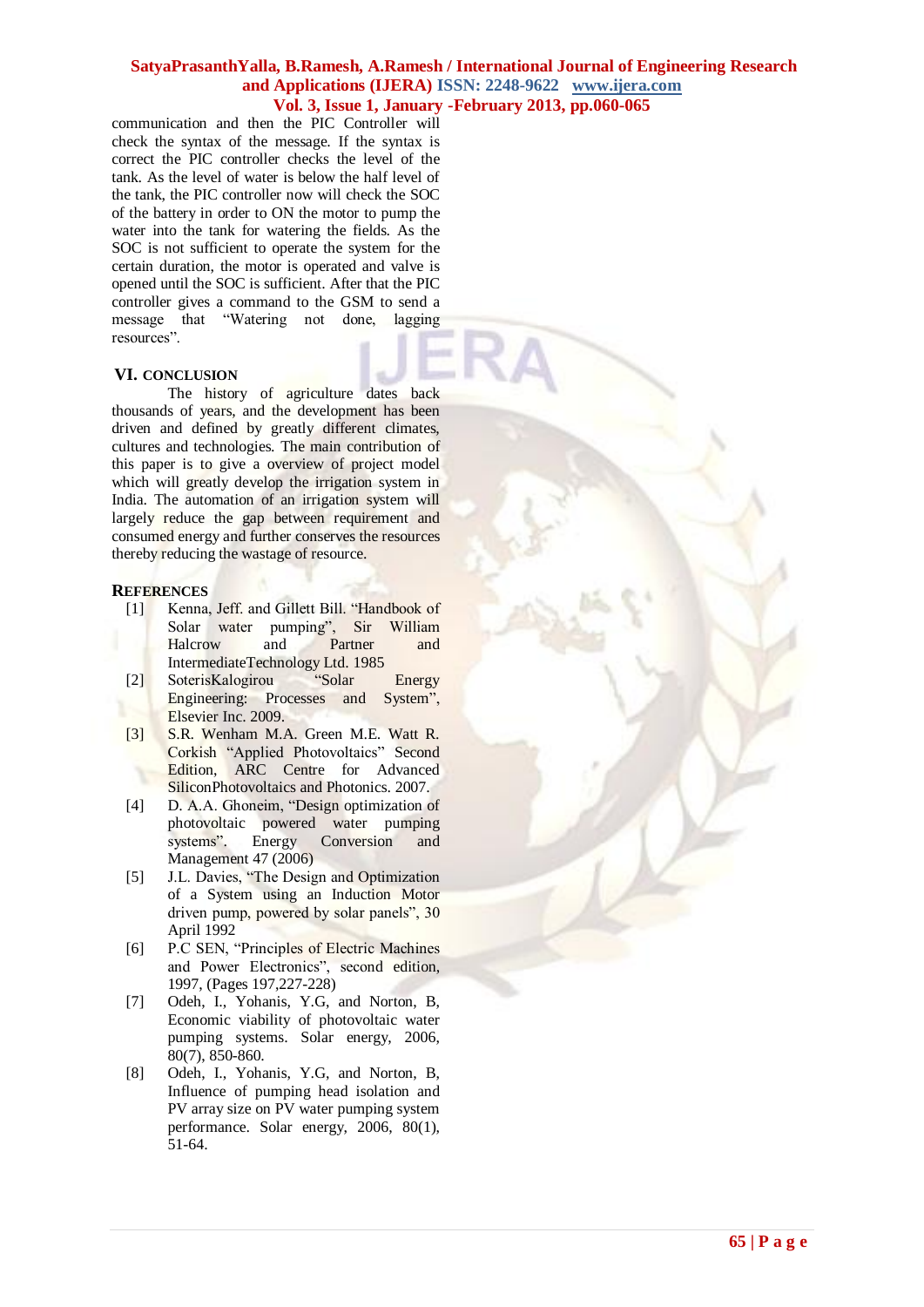communication and then the PIC Controller will check the syntax of the message. If the syntax is correct the PIC controller checks the level of the tank. As the level of water is below the half level of the tank, the PIC controller now will check the SOC of the battery in order to ON the motor to pump the water into the tank for watering the fields. As the SOC is not sufficient to operate the system for the certain duration, the motor is operated and valve is opened until the SOC is sufficient. After that the PIC controller gives a command to the GSM to send a message that "Watering not done, lagging resources".

## VI. CONCLUSION

The history of agriculture dates back thousands of years, and the development has been driven and defined by greatly different climates, cultures and technologies. The main contribution of this paper is to give a overview of project model which will greatly develop the irrigation system in India. The automation of an irrigation system will largely reduce the gap between requirement and consumed energy and further conserves the resources thereby reducing the wastage of resource.

## REFERENCES

[1] Kenna, Jeff. and Gillett Bill. "Handbook of Solar water pumping", Sir William Halcrow and Partner and IntermediateTechnology Ltd. 1985

[2] SoterisKalogirou "Solar Energy Engineering: Processes and System", Elsevier Inc. 2009.

[3] S.R. Wenham M.A. Green M.E. Watt R. Corkish "Applied Photovoltaics" Second Edition, ARC Centre for Advanced SiliconPhotovoltaics and Photonics. 2007.

[4] D. A.A. Ghoneim, "Design optimization of photovoltaic powered water pumping systems". Energy Conversion and Management 47 (2006)

[5] J.L. Davies, "The Design and Optimization of a System using an Induction Motor driven pump, powered by solar panels", 30 April 1992

[6] P.C SEN, "Principles of Electric Machines and Power Electronics", second edition, 1997, (Pages 197,227-228)

[7] Odeh, I., Yohanis, Y.G, and Norton, B, Economic viability of photovoltaic water pumping systems. Solar energy, 2006, 80(7), 850-860.

[8] Odeh, I., Yohanis, Y.G, and Norton, B, Influence of pumping head isolation and PV array size on PV water pumping system performance. Solar energy, 2006, 80(1), 51-64.